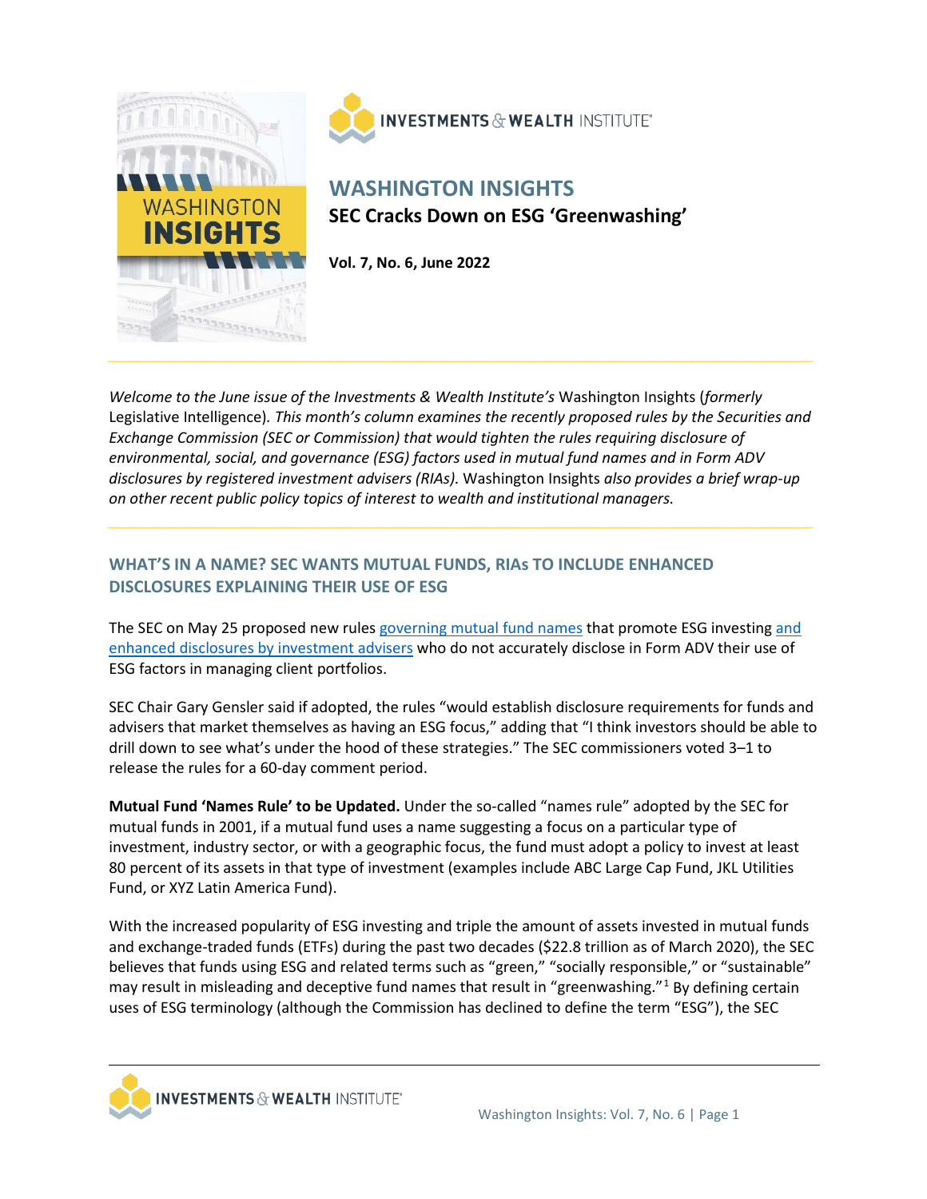INVESTMENTS & WEALTH INSTITUTE

# WASHINGTON INSIGHTS

## SEC Cracks Down on ESG 'Greenwashing'

**Vol. 7, No. 6, June 2022**

---

*Welcome to the June issue of the Investments & Wealth Institute's* Washington Insights (*formerly* Legislative Intelligence). *This month's column examines the recently proposed rules by the Securities and Exchange Commission (SEC or Commission) that would tighten the rules requiring disclosure of environmental, social, and governance (ESG) factors used in mutual fund names and in Form ADV disclosures by registered investment advisers (RIAs).* Washington Insights *also provides a brief wrap-up on other recent public policy topics of interest to wealth and institutional managers.*

---

### WHAT'S IN A NAME? SEC WANTS MUTUAL FUNDS, RIAs TO INCLUDE ENHANCED DISCLOSURES EXPLAINING THEIR USE OF ESG

The SEC on May 25 proposed new rules governing mutual fund names that promote ESG investing and enhanced disclosures by investment advisers who do not accurately disclose in Form ADV their use of ESG factors in managing client portfolios.

SEC Chair Gary Gensler said if adopted, the rules "would establish disclosure requirements for funds and advisers that market themselves as having an ESG focus," adding that "I think investors should be able to drill down to see what's under the hood of these strategies." The SEC commissioners voted 3–1 to release the rules for a 60-day comment period.

**Mutual Fund 'Names Rule' to be Updated.** Under the so-called "names rule" adopted by the SEC for mutual funds in 2001, if a mutual fund uses a name suggesting a focus on a particular type of investment, industry sector, or with a geographic focus, the fund must adopt a policy to invest at least 80 percent of its assets in that type of investment (examples include ABC Large Cap Fund, JKL Utilities Fund, or XYZ Latin America Fund).

With the increased popularity of ESG investing and triple the amount of assets invested in mutual funds and exchange-traded funds (ETFs) during the past two decades ($22.8 trillion as of March 2020), the SEC believes that funds using ESG and related terms such as "green," "socially responsible," or "sustainable" may result in misleading and deceptive fund names that result in "greenwashing."[1] By defining certain uses of ESG terminology (although the Commission has declined to define the term "ESG"), the SEC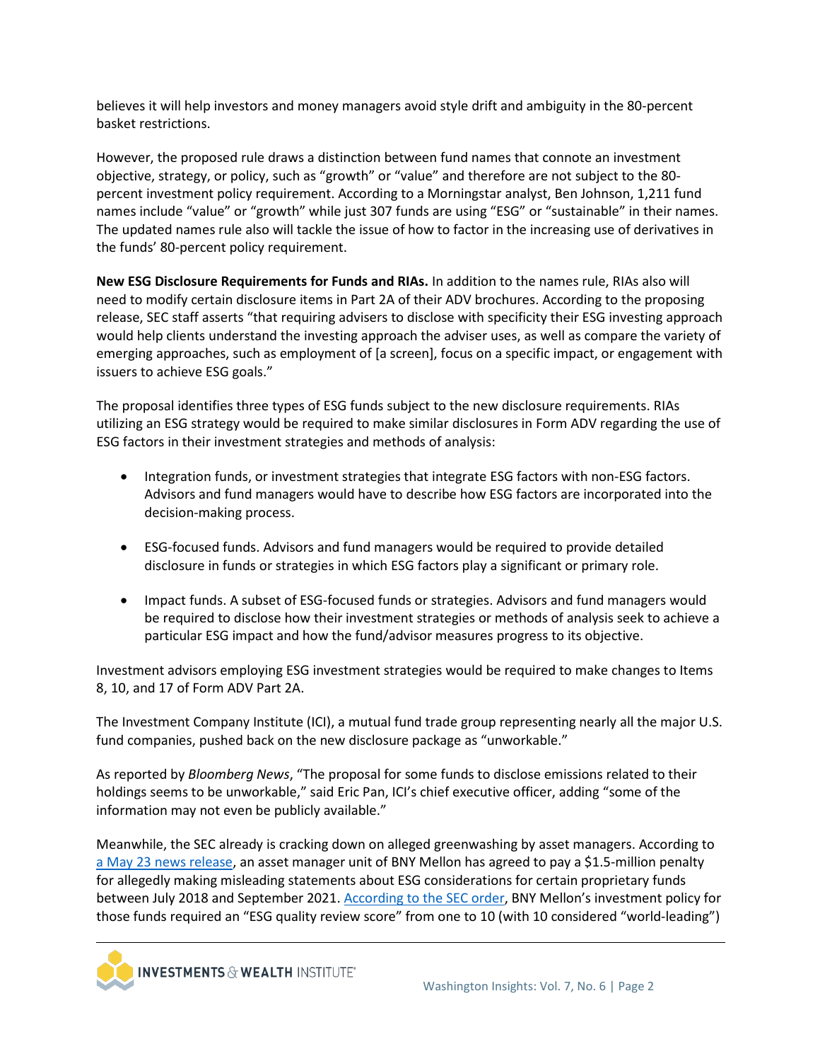believes it will help investors and money managers avoid style drift and ambiguity in the 80-percent basket restrictions.

However, the proposed rule draws a distinction between fund names that connote an investment objective, strategy, or policy, such as "growth" or "value" and therefore are not subject to the 80-percent investment policy requirement. According to a Morningstar analyst, Ben Johnson, 1,211 fund names include "value" or "growth" while just 307 funds are using "ESG" or "sustainable" in their names. The updated names rule also will tackle the issue of how to factor in the increasing use of derivatives in the funds' 80-percent policy requirement.

**New ESG Disclosure Requirements for Funds and RIAs.** In addition to the names rule, RIAs also will need to modify certain disclosure items in Part 2A of their ADV brochures. According to the proposing release, SEC staff asserts "that requiring advisers to disclose with specificity their ESG investing approach would help clients understand the investing approach the adviser uses, as well as compare the variety of emerging approaches, such as employment of [a screen], focus on a specific impact, or engagement with issuers to achieve ESG goals."

The proposal identifies three types of ESG funds subject to the new disclosure requirements. RIAs utilizing an ESG strategy would be required to make similar disclosures in Form ADV regarding the use of ESG factors in their investment strategies and methods of analysis:

- Integration funds, or investment strategies that integrate ESG factors with non-ESG factors. Advisors and fund managers would have to describe how ESG factors are incorporated into the decision-making process.
- ESG-focused funds. Advisors and fund managers would be required to provide detailed disclosure in funds or strategies in which ESG factors play a significant or primary role.
- Impact funds. A subset of ESG-focused funds or strategies. Advisors and fund managers would be required to disclose how their investment strategies or methods of analysis seek to achieve a particular ESG impact and how the fund/advisor measures progress to its objective.

Investment advisors employing ESG investment strategies would be required to make changes to Items 8, 10, and 17 of Form ADV Part 2A.

The Investment Company Institute (ICI), a mutual fund trade group representing nearly all the major U.S. fund companies, pushed back on the new disclosure package as "unworkable."

As reported by *Bloomberg News*, "The proposal for some funds to disclose emissions related to their holdings seems to be unworkable," said Eric Pan, ICI's chief executive officer, adding "some of the information may not even be publicly available."

Meanwhile, the SEC already is cracking down on alleged greenwashing by asset managers. According to a May 23 news release, an asset manager unit of BNY Mellon has agreed to pay a $1.5-million penalty for allegedly making misleading statements about ESG considerations for certain proprietary funds between July 2018 and September 2021. According to the SEC order, BNY Mellon's investment policy for those funds required an "ESG quality review score" from one to 10 (with 10 considered "world-leading")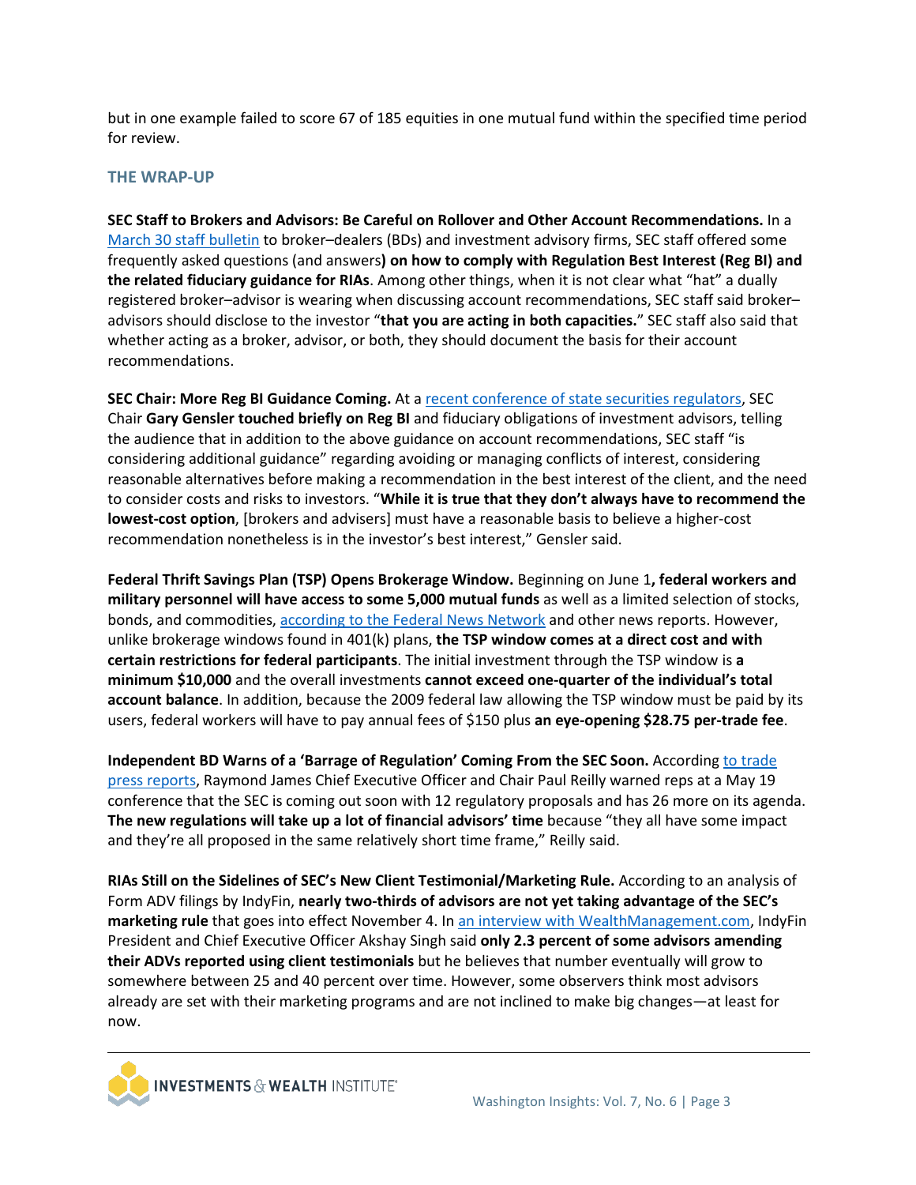but in one example failed to score 67 of 185 equities in one mutual fund within the specified time period for review.

## THE WRAP-UP

**SEC Staff to Brokers and Advisors: Be Careful on Rollover and Other Account Recommendations.** In a March 30 staff bulletin to broker–dealers (BDs) and investment advisory firms, SEC staff offered some frequently asked questions (and answers**) on how to comply with Regulation Best Interest (Reg BI) and the related fiduciary guidance for RIAs**. Among other things, when it is not clear what "hat" a dually registered broker–advisor is wearing when discussing account recommendations, SEC staff said broker–advisors should disclose to the investor "**that you are acting in both capacities.**" SEC staff also said that whether acting as a broker, advisor, or both, they should document the basis for their account recommendations.

**SEC Chair: More Reg BI Guidance Coming.** At a recent conference of state securities regulators, SEC Chair **Gary Gensler touched briefly on Reg BI** and fiduciary obligations of investment advisors, telling the audience that in addition to the above guidance on account recommendations, SEC staff "is considering additional guidance" regarding avoiding or managing conflicts of interest, considering reasonable alternatives before making a recommendation in the best interest of the client, and the need to consider costs and risks to investors. "**While it is true that they don't always have to recommend the lowest-cost option**, [brokers and advisers] must have a reasonable basis to believe a higher-cost recommendation nonetheless is in the investor's best interest," Gensler said.

**Federal Thrift Savings Plan (TSP) Opens Brokerage Window.** Beginning on June 1**, federal workers and military personnel will have access to some 5,000 mutual funds** as well as a limited selection of stocks, bonds, and commodities, according to the Federal News Network and other news reports. However, unlike brokerage windows found in 401(k) plans, **the TSP window comes at a direct cost and with certain restrictions for federal participants**. The initial investment through the TSP window is **a minimum $10,000** and the overall investments **cannot exceed one-quarter of the individual's total account balance**. In addition, because the 2009 federal law allowing the TSP window must be paid by its users, federal workers will have to pay annual fees of $150 plus **an eye-opening $28.75 per-trade fee**.

**Independent BD Warns of a 'Barrage of Regulation' Coming From the SEC Soon.** According to trade press reports, Raymond James Chief Executive Officer and Chair Paul Reilly warned reps at a May 19 conference that the SEC is coming out soon with 12 regulatory proposals and has 26 more on its agenda. **The new regulations will take up a lot of financial advisors' time** because "they all have some impact and they're all proposed in the same relatively short time frame," Reilly said.

**RIAs Still on the Sidelines of SEC's New Client Testimonial/Marketing Rule.** According to an analysis of Form ADV filings by IndyFin, **nearly two-thirds of advisors are not yet taking advantage of the SEC's marketing rule** that goes into effect November 4. In an interview with WealthManagement.com, IndyFin President and Chief Executive Officer Akshay Singh said **only 2.3 percent of some advisors amending their ADVs reported using client testimonials** but he believes that number eventually will grow to somewhere between 25 and 40 percent over time. However, some observers think most advisors already are set with their marketing programs and are not inclined to make big changes—at least for now.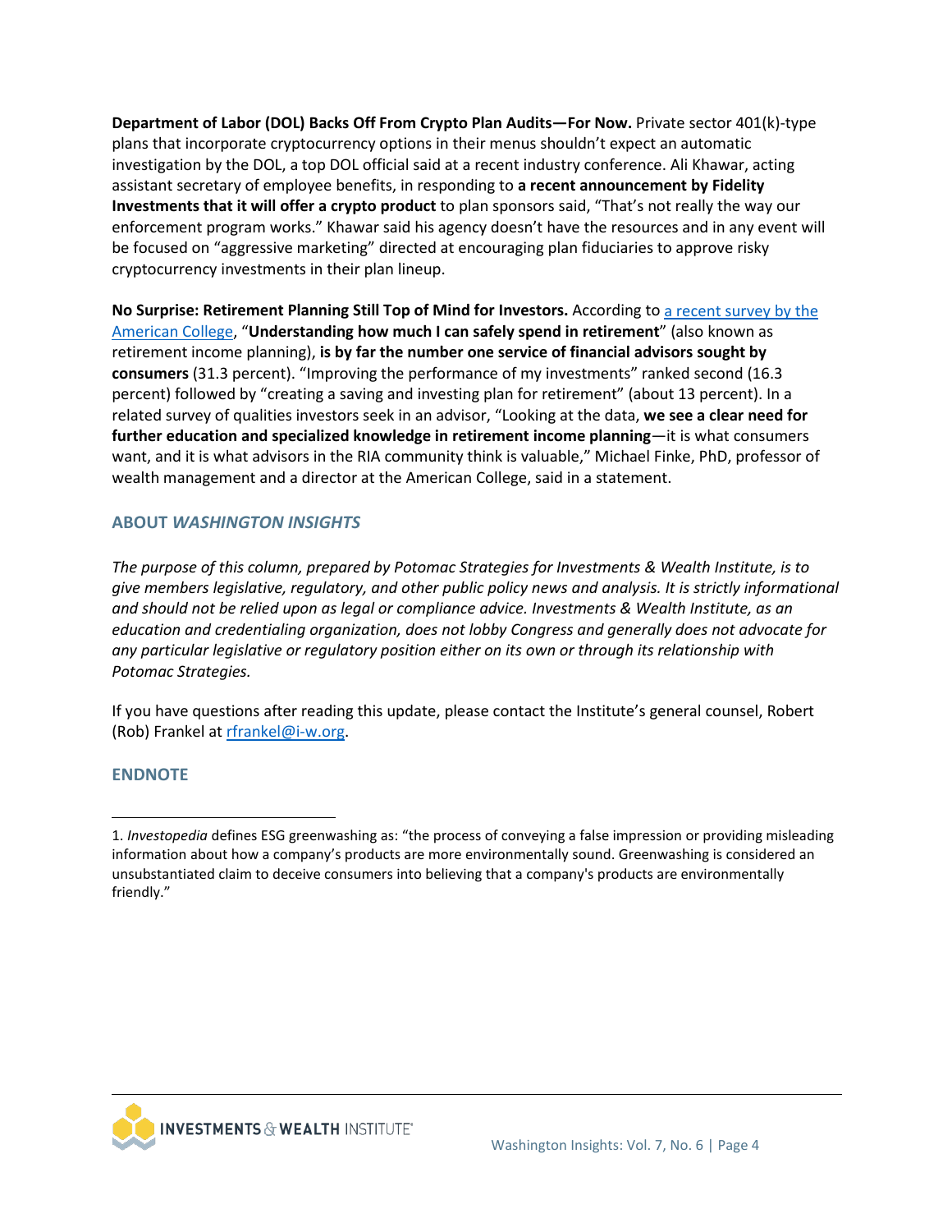**Department of Labor (DOL) Backs Off From Crypto Plan Audits—For Now.** Private sector 401(k)-type plans that incorporate cryptocurrency options in their menus shouldn't expect an automatic investigation by the DOL, a top DOL official said at a recent industry conference. Ali Khawar, acting assistant secretary of employee benefits, in responding to **a recent announcement by Fidelity Investments that it will offer a crypto product** to plan sponsors said, "That's not really the way our enforcement program works." Khawar said his agency doesn't have the resources and in any event will be focused on "aggressive marketing" directed at encouraging plan fiduciaries to approve risky cryptocurrency investments in their plan lineup.

**No Surprise: Retirement Planning Still Top of Mind for Investors.** According to [a recent survey by the American College](), "**Understanding how much I can safely spend in retirement**" (also known as retirement income planning), **is by far the number one service of financial advisors sought by consumers** (31.3 percent). "Improving the performance of my investments" ranked second (16.3 percent) followed by "creating a saving and investing plan for retirement" (about 13 percent). In a related survey of qualities investors seek in an advisor, "Looking at the data, **we see a clear need for further education and specialized knowledge in retirement income planning**—it is what consumers want, and it is what advisors in the RIA community think is valuable," Michael Finke, PhD, professor of wealth management and a director at the American College, said in a statement.

## ABOUT *WASHINGTON INSIGHTS*

*The purpose of this column, prepared by Potomac Strategies for Investments & Wealth Institute, is to give members legislative, regulatory, and other public policy news and analysis. It is strictly informational and should not be relied upon as legal or compliance advice. Investments & Wealth Institute, as an education and credentialing organization, does not lobby Congress and generally does not advocate for any particular legislative or regulatory position either on its own or through its relationship with Potomac Strategies.*

If you have questions after reading this update, please contact the Institute's general counsel, Robert (Rob) Frankel at rfrankel@i-w.org.

## ENDNOTE

1. *Investopedia* defines ESG greenwashing as: "the process of conveying a false impression or providing misleading information about how a company's products are more environmentally sound. Greenwashing is considered an unsubstantiated claim to deceive consumers into believing that a company's products are environmentally friendly."